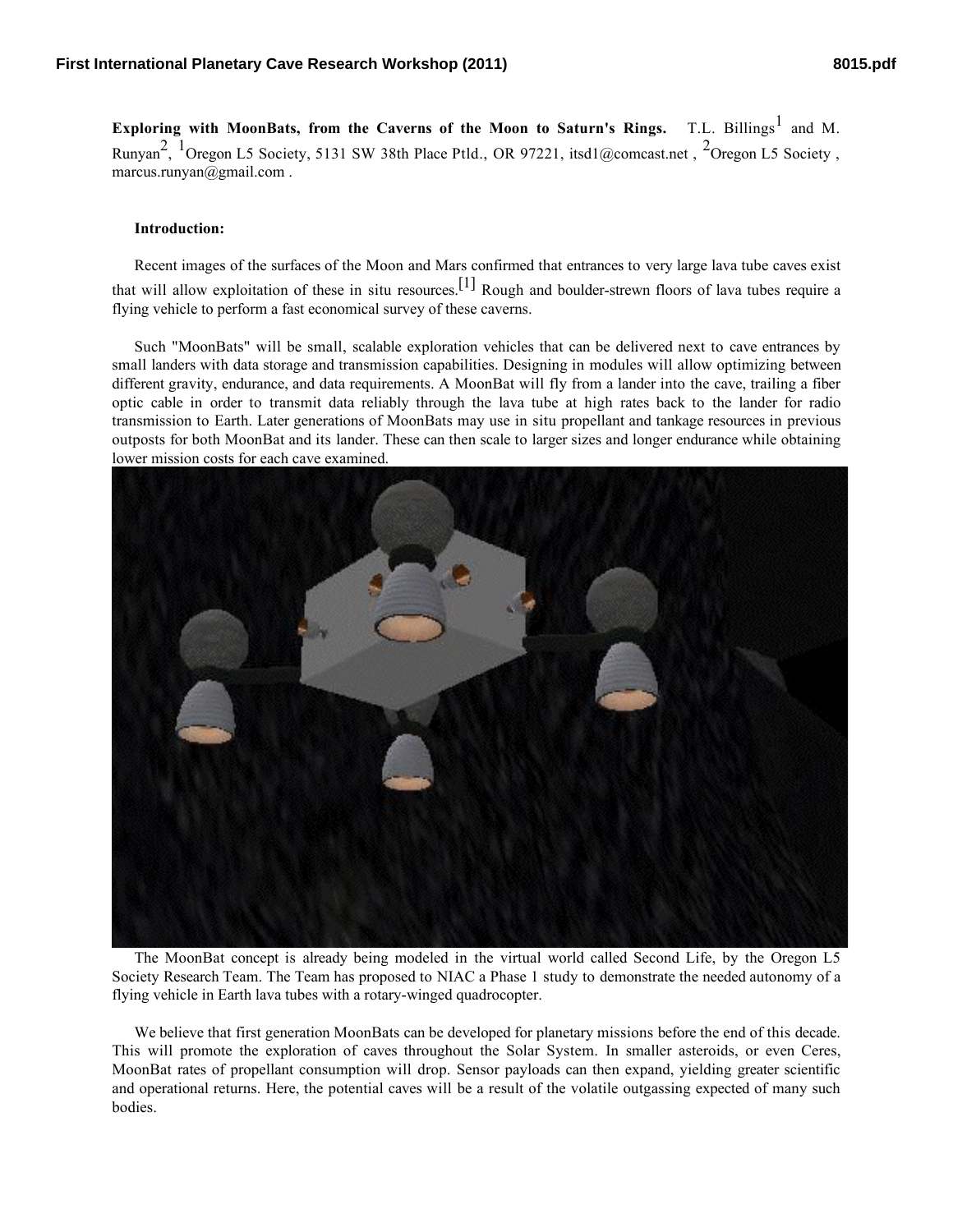**Exploring with MoonBats, from the Caverns of the Moon to Saturn's Rings.** T.L. Billings[1] and M. Runyan[2], [1]Oregon L5 Society, 5131 SW 38th Place Ptld., OR 97221, itsd1@comcast.net , [2]Oregon L5 Society , marcus.runyan@gmail.com .

**Introduction:**

Recent images of the surfaces of the Moon and Mars confirmed that entrances to very large lava tube caves exist that will allow exploitation of these in situ resources.[1] Rough and boulder-strewn floors of lava tubes require a flying vehicle to perform a fast economical survey of these caverns.

Such "MoonBats" will be small, scalable exploration vehicles that can be delivered next to cave entrances by small landers with data storage and transmission capabilities. Designing in modules will allow optimizing between different gravity, endurance, and data requirements. A MoonBat will fly from a lander into the cave, trailing a fiber optic cable in order to transmit data reliably through the lava tube at high rates back to the lander for radio transmission to Earth. Later generations of MoonBats may use in situ propellant and tankage resources in previous outposts for both MoonBat and its lander. These can then scale to larger sizes and longer endurance while obtaining lower mission costs for each cave examined.

The MoonBat concept is already being modeled in the virtual world called Second Life, by the Oregon L5 Society Research Team. The Team has proposed to NIAC a Phase 1 study to demonstrate the needed autonomy of a flying vehicle in Earth lava tubes with a rotary-winged quadrocopter.

We believe that first generation MoonBats can be developed for planetary missions before the end of this decade. This will promote the exploration of caves throughout the Solar System. In smaller asteroids, or even Ceres, MoonBat rates of propellant consumption will drop. Sensor payloads can then expand, yielding greater scientific and operational returns. Here, the potential caves will be a result of the volatile outgassing expected of many such bodies.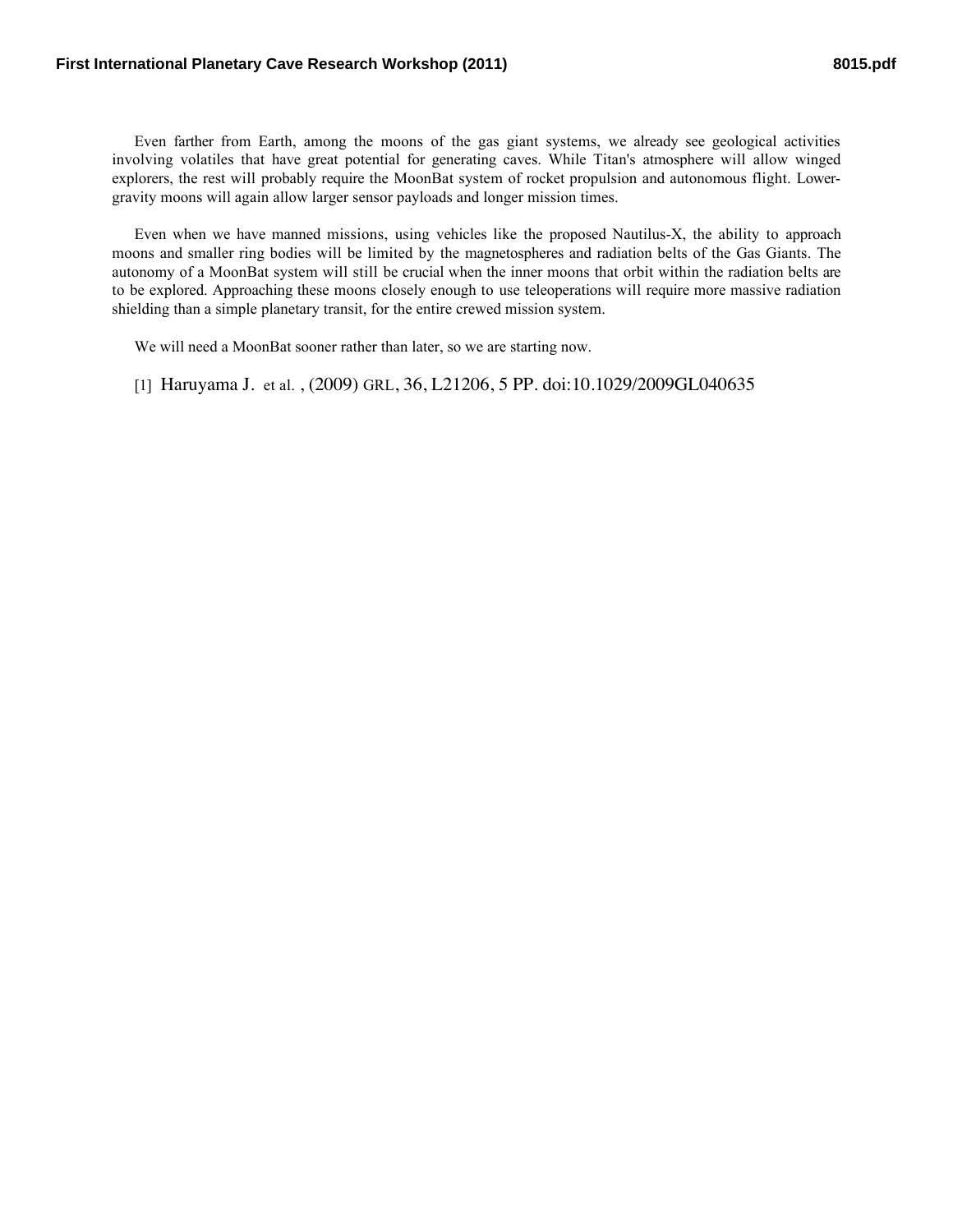Even farther from Earth, among the moons of the gas giant systems, we already see geological activities involving volatiles that have great potential for generating caves. While Titan's atmosphere will allow winged explorers, the rest will probably require the MoonBat system of rocket propulsion and autonomous flight. Lower-gravity moons will again allow larger sensor payloads and longer mission times.

Even when we have manned missions, using vehicles like the proposed Nautilus-X, the ability to approach moons and smaller ring bodies will be limited by the magnetospheres and radiation belts of the Gas Giants. The autonomy of a MoonBat system will still be crucial when the inner moons that orbit within the radiation belts are to be explored. Approaching these moons closely enough to use teleoperations will require more massive radiation shielding than a simple planetary transit, for the entire crewed mission system.

We will need a MoonBat sooner rather than later, so we are starting now.

[1] Haruyama J. et al. , (2009) GRL, 36, L21206, 5 PP. doi:10.1029/2009GL040635